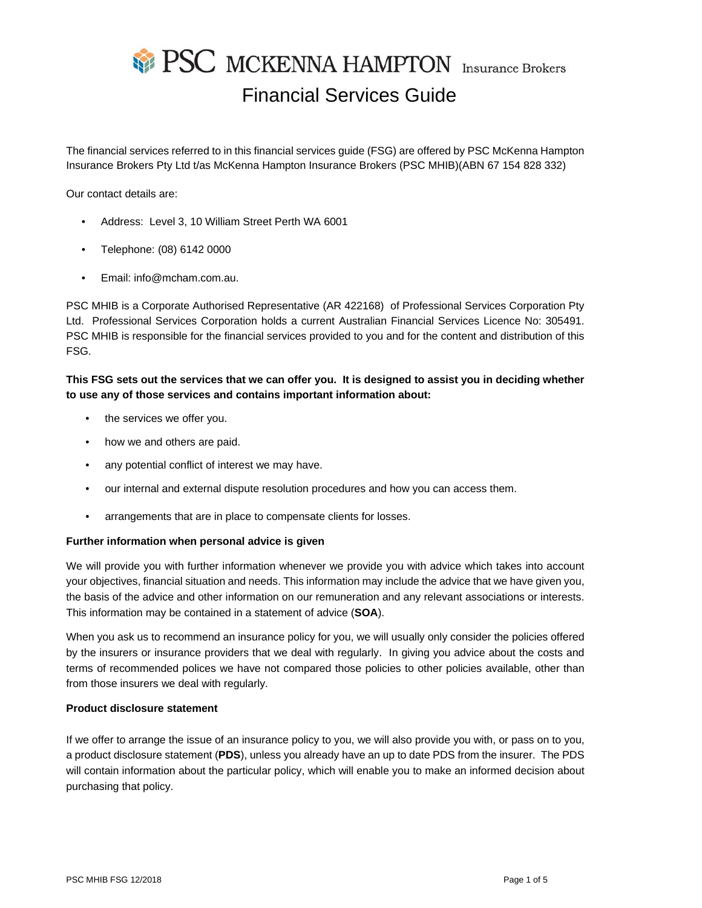# PSC MCKENNA HAMPTON Insurance Brokers

## Financial Services Guide

The financial services referred to in this financial services guide (FSG) are offered by PSC McKenna Hampton Insurance Brokers Pty Ltd t/as McKenna Hampton Insurance Brokers (PSC MHIB)(ABN 67 154 828 332)

Our contact details are:

- Address: Level 3, 10 William Street Perth WA 6001
- Telephone: (08) 6142 0000
- Email: info@mcham.com.au.

PSC MHIB is a Corporate Authorised Representative (AR 422168) of Professional Services Corporation Pty Ltd. Professional Services Corporation holds a current Australian Financial Services Licence No: 305491. PSC MHIB is responsible for the financial services provided to you and for the content and distribution of this FSG.

**This FSG sets out the services that we can offer you. It is designed to assist you in deciding whether to use any of those services and contains important information about:**

- the services we offer you.
- how we and others are paid.
- any potential conflict of interest we may have.
- our internal and external dispute resolution procedures and how you can access them.
- arrangements that are in place to compensate clients for losses.

**Further information when personal advice is given**

We will provide you with further information whenever we provide you with advice which takes into account your objectives, financial situation and needs. This information may include the advice that we have given you, the basis of the advice and other information on our remuneration and any relevant associations or interests. This information may be contained in a statement of advice (**SOA**).

When you ask us to recommend an insurance policy for you, we will usually only consider the policies offered by the insurers or insurance providers that we deal with regularly. In giving you advice about the costs and terms of recommended polices we have not compared those policies to other policies available, other than from those insurers we deal with regularly.

**Product disclosure statement**

If we offer to arrange the issue of an insurance policy to you, we will also provide you with, or pass on to you, a product disclosure statement (**PDS**), unless you already have an up to date PDS from the insurer. The PDS will contain information about the particular policy, which will enable you to make an informed decision about purchasing that policy.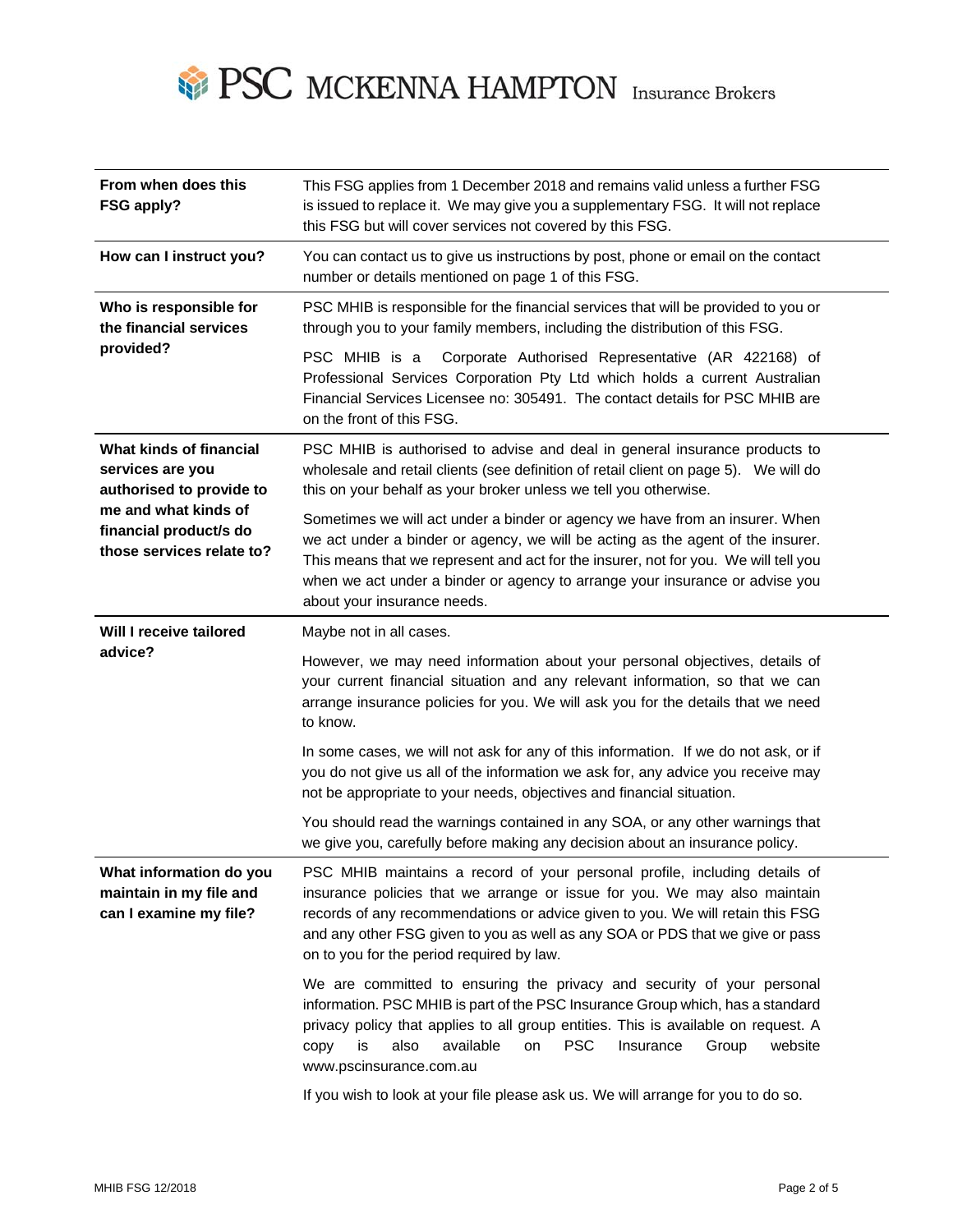| | |
|---|---|
| **From when does this FSG apply?** | This FSG applies from 1 December 2018 and remains valid unless a further FSG is issued to replace it. We may give you a supplementary FSG. It will not replace this FSG but will cover services not covered by this FSG. |
| **How can I instruct you?** | You can contact us to give us instructions by post, phone or email on the contact number or details mentioned on page 1 of this FSG. |
| **Who is responsible for the financial services provided?** | PSC MHIB is responsible for the financial services that will be provided to you or through you to your family members, including the distribution of this FSG.<br><br>PSC MHIB is a Corporate Authorised Representative (AR 422168) of Professional Services Corporation Pty Ltd which holds a current Australian Financial Services Licensee no: 305491. The contact details for PSC MHIB are on the front of this FSG. |
| **What kinds of financial services are you authorised to provide to me and what kinds of financial product/s do those services relate to?** | PSC MHIB is authorised to advise and deal in general insurance products to wholesale and retail clients (see definition of retail client on page 5). We will do this on your behalf as your broker unless we tell you otherwise.<br><br>Sometimes we will act under a binder or agency we have from an insurer. When we act under a binder or agency, we will be acting as the agent of the insurer. This means that we represent and act for the insurer, not for you. We will tell you when we act under a binder or agency to arrange your insurance or advise you about your insurance needs. |
| **Will I receive tailored advice?** | Maybe not in all cases.<br><br>However, we may need information about your personal objectives, details of your current financial situation and any relevant information, so that we can arrange insurance policies for you. We will ask you for the details that we need to know.<br><br>In some cases, we will not ask for any of this information. If we do not ask, or if you do not give us all of the information we ask for, any advice you receive may not be appropriate to your needs, objectives and financial situation.<br><br>You should read the warnings contained in any SOA, or any other warnings that we give you, carefully before making any decision about an insurance policy. |
| **What information do you maintain in my file and can I examine my file?** | PSC MHIB maintains a record of your personal profile, including details of insurance policies that we arrange or issue for you. We may also maintain records of any recommendations or advice given to you. We will retain this FSG and any other FSG given to you as well as any SOA or PDS that we give or pass on to you for the period required by law.<br><br>We are committed to ensuring the privacy and security of your personal information. PSC MHIB is part of the PSC Insurance Group which, has a standard privacy policy that applies to all group entities. This is available on request. A copy is also available on PSC Insurance Group website www.pscinsurance.com.au<br><br>If you wish to look at your file please ask us. We will arrange for you to do so. |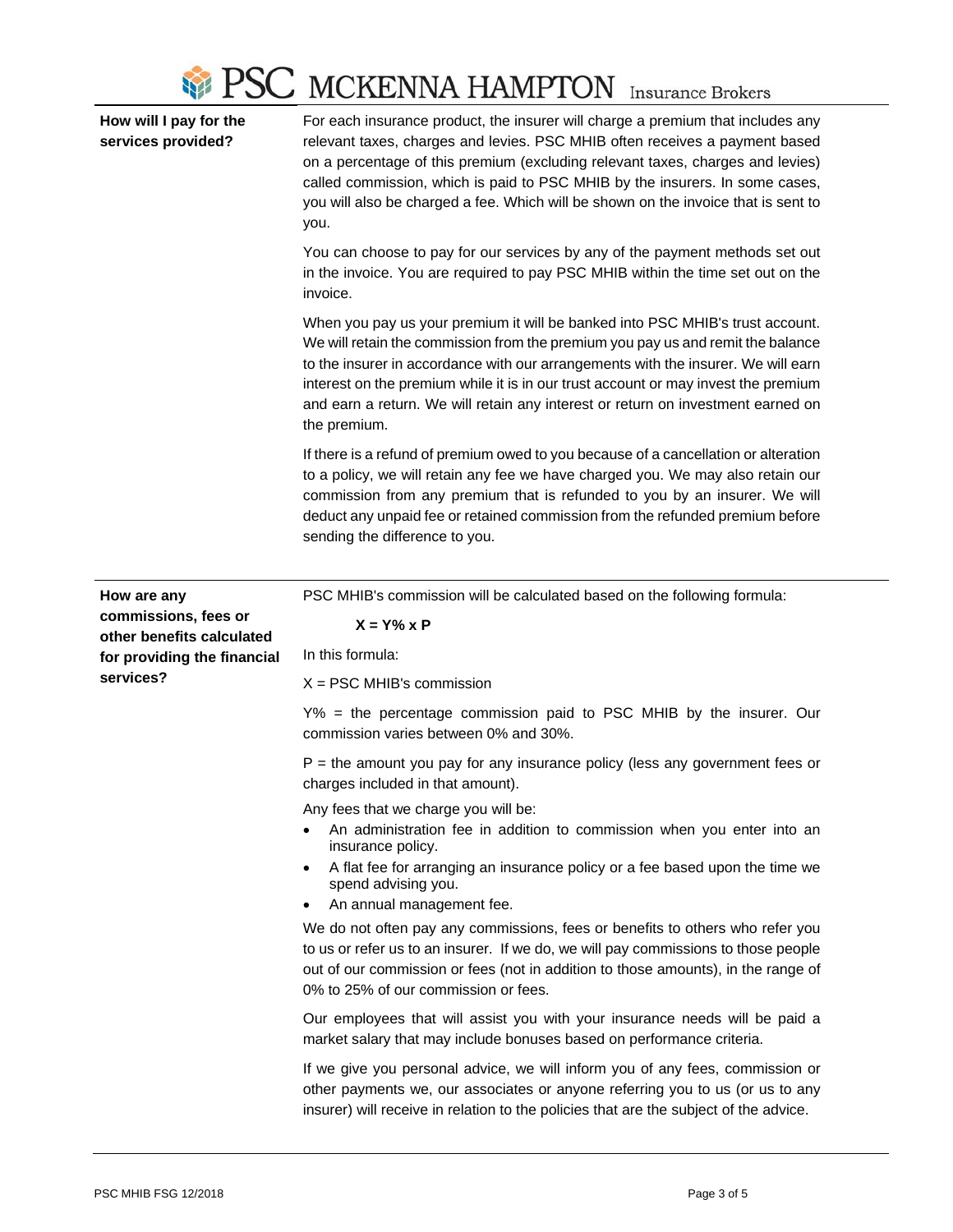| | |
|---|---|
| **How will I pay for the services provided?** | For each insurance product, the insurer will charge a premium that includes any relevant taxes, charges and levies. PSC MHIB often receives a payment based on a percentage of this premium (excluding relevant taxes, charges and levies) called commission, which is paid to PSC MHIB by the insurers. In some cases, you will also be charged a fee. Which will be shown on the invoice that is sent to you. |

You can choose to pay for our services by any of the payment methods set out in the invoice. You are required to pay PSC MHIB within the time set out on the invoice.

When you pay us your premium it will be banked into PSC MHIB's trust account. We will retain the commission from the premium you pay us and remit the balance to the insurer in accordance with our arrangements with the insurer. We will earn interest on the premium while it is in our trust account or may invest the premium and earn a return. We will retain any interest or return on investment earned on the premium.

If there is a refund of premium owed to you because of a cancellation or alteration to a policy, we will retain any fee we have charged you. We may also retain our commission from any premium that is refunded to you by an insurer. We will deduct any unpaid fee or retained commission from the refunded premium before sending the difference to you.

**How are any commissions, fees or other benefits calculated for providing the financial services?**

PSC MHIB's commission will be calculated based on the following formula:

$$X = Y\% \times P$$

In this formula:

X = PSC MHIB's commission

Y% = the percentage commission paid to PSC MHIB by the insurer. Our commission varies between 0% and 30%.

P = the amount you pay for any insurance policy (less any government fees or charges included in that amount).

Any fees that we charge you will be:

- An administration fee in addition to commission when you enter into an insurance policy.
- A flat fee for arranging an insurance policy or a fee based upon the time we spend advising you.
- An annual management fee.

We do not often pay any commissions, fees or benefits to others who refer you to us or refer us to an insurer. If we do, we will pay commissions to those people out of our commission or fees (not in addition to those amounts), in the range of 0% to 25% of our commission or fees.

Our employees that will assist you with your insurance needs will be paid a market salary that may include bonuses based on performance criteria.

If we give you personal advice, we will inform you of any fees, commission or other payments we, our associates or anyone referring you to us (or us to any insurer) will receive in relation to the policies that are the subject of the advice.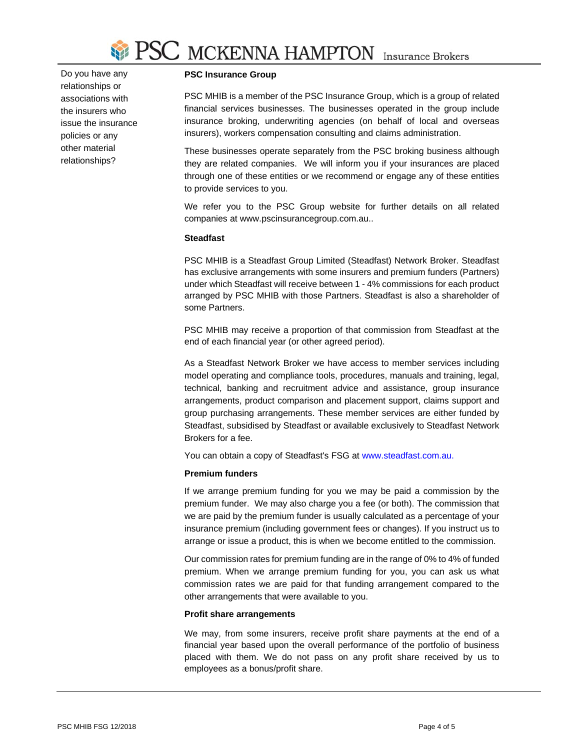Do you have any relationships or associations with the insurers who issue the insurance policies or any other material relationships?

**PSC Insurance Group**

PSC MHIB is a member of the PSC Insurance Group, which is a group of related financial services businesses. The businesses operated in the group include insurance broking, underwriting agencies (on behalf of local and overseas insurers), workers compensation consulting and claims administration.

These businesses operate separately from the PSC broking business although they are related companies. We will inform you if your insurances are placed through one of these entities or we recommend or engage any of these entities to provide services to you.

We refer you to the PSC Group website for further details on all related companies at www.pscinsurancegroup.com.au..

**Steadfast**

PSC MHIB is a Steadfast Group Limited (Steadfast) Network Broker. Steadfast has exclusive arrangements with some insurers and premium funders (Partners) under which Steadfast will receive between 1 - 4% commissions for each product arranged by PSC MHIB with those Partners. Steadfast is also a shareholder of some Partners.

PSC MHIB may receive a proportion of that commission from Steadfast at the end of each financial year (or other agreed period).

As a Steadfast Network Broker we have access to member services including model operating and compliance tools, procedures, manuals and training, legal, technical, banking and recruitment advice and assistance, group insurance arrangements, product comparison and placement support, claims support and group purchasing arrangements. These member services are either funded by Steadfast, subsidised by Steadfast or available exclusively to Steadfast Network Brokers for a fee.

You can obtain a copy of Steadfast's FSG at www.steadfast.com.au.

**Premium funders**

If we arrange premium funding for you we may be paid a commission by the premium funder. We may also charge you a fee (or both). The commission that we are paid by the premium funder is usually calculated as a percentage of your insurance premium (including government fees or changes). If you instruct us to arrange or issue a product, this is when we become entitled to the commission.

Our commission rates for premium funding are in the range of 0% to 4% of funded premium. When we arrange premium funding for you, you can ask us what commission rates we are paid for that funding arrangement compared to the other arrangements that were available to you.

**Profit share arrangements**

We may, from some insurers, receive profit share payments at the end of a financial year based upon the overall performance of the portfolio of business placed with them. We do not pass on any profit share received by us to employees as a bonus/profit share.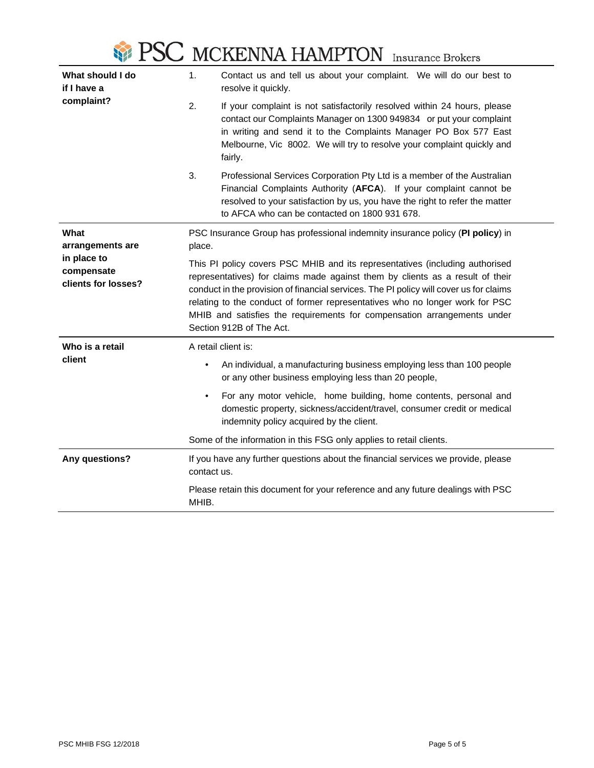| | |
|---|---|
| **What should I do if I have a complaint?** | 1. Contact us and tell us about your complaint. We will do our best to resolve it quickly.<br>2. If your complaint is not satisfactorily resolved within 24 hours, please contact our Complaints Manager on 1300 949834 or put your complaint in writing and send it to the Complaints Manager PO Box 577 East Melbourne, Vic 8002. We will try to resolve your complaint quickly and fairly.<br>3. Professional Services Corporation Pty Ltd is a member of the Australian Financial Complaints Authority (**AFCA**). If your complaint cannot be resolved to your satisfaction by us, you have the right to refer the matter to AFCA who can be contacted on 1800 931 678. |
| **What arrangements are in place to compensate clients for losses?** | PSC Insurance Group has professional indemnity insurance policy (**PI policy**) in place.<br>This PI policy covers PSC MHIB and its representatives (including authorised representatives) for claims made against them by clients as a result of their conduct in the provision of financial services. The PI policy will cover us for claims relating to the conduct of former representatives who no longer work for PSC MHIB and satisfies the requirements for compensation arrangements under Section 912B of The Act. |
| **Who is a retail client** | A retail client is:<br>• An individual, a manufacturing business employing less than 100 people or any other business employing less than 20 people,<br>• For any motor vehicle, home building, home contents, personal and domestic property, sickness/accident/travel, consumer credit or medical indemnity policy acquired by the client.<br>Some of the information in this FSG only applies to retail clients. |
| **Any questions?** | If you have any further questions about the financial services we provide, please contact us.<br>Please retain this document for your reference and any future dealings with PSC MHIB. |